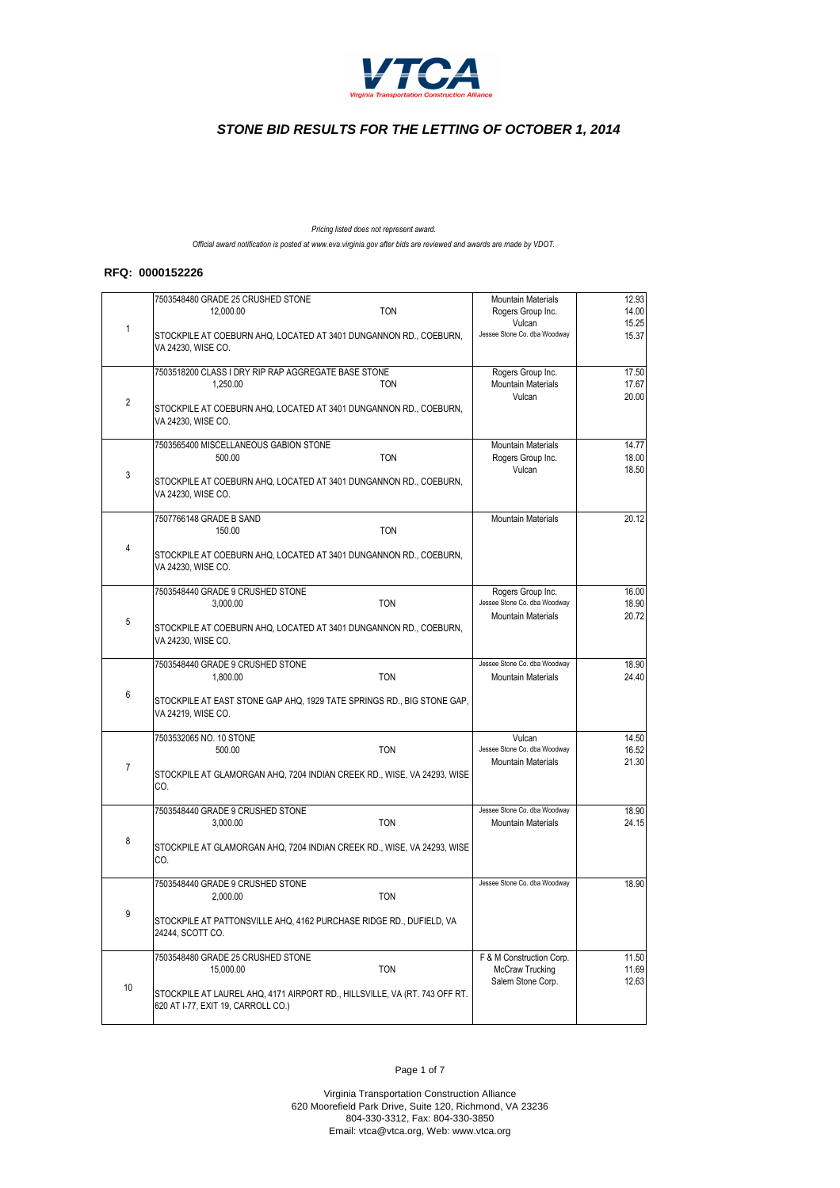VTCA

*Virginia Transportation Construction Alliance*

# *STONE BID RESULTS FOR THE LETTING OF OCTOBER 1, 2014*

*Pricing listed does not represent award.*

*Official award notification is posted at www.eva.virginia.gov after bids are reviewed and awards are made by VDOT.*

**RFQ: 0000152226**

| Item | Description | Bidder | Price |
|---|---|---|---|
| 1 | 7503548480 GRADE 25 CRUSHED STONE<br>12,000.00 TON<br>STOCKPILE AT COEBURN AHQ, LOCATED AT 3401 DUNGANNON RD., COEBURN, VA 24230, WISE CO. | Mountain Materials<br>Rogers Group Inc.<br>Vulcan<br>Jessee Stone Co. dba Woodway | 12.93<br>14.00<br>15.25<br>15.37 |
| 2 | 7503518200 CLASS I DRY RIP RAP AGGREGATE BASE STONE<br>1,250.00 TON<br>STOCKPILE AT COEBURN AHQ, LOCATED AT 3401 DUNGANNON RD., COEBURN, VA 24230, WISE CO. | Rogers Group Inc.<br>Mountain Materials<br>Vulcan | 17.50<br>17.67<br>20.00 |
| 3 | 7503565400 MISCELLANEOUS GABION STONE<br>500.00 TON<br>STOCKPILE AT COEBURN AHQ, LOCATED AT 3401 DUNGANNON RD., COEBURN, VA 24230, WISE CO. | Mountain Materials<br>Rogers Group Inc.<br>Vulcan | 14.77<br>18.00<br>18.50 |
| 4 | 7507766148 GRADE B SAND<br>150.00 TON<br>STOCKPILE AT COEBURN AHQ, LOCATED AT 3401 DUNGANNON RD., COEBURN, VA 24230, WISE CO. | Mountain Materials | 20.12 |
| 5 | 7503548440 GRADE 9 CRUSHED STONE<br>3,000.00 TON<br>STOCKPILE AT COEBURN AHQ, LOCATED AT 3401 DUNGANNON RD., COEBURN, VA 24230, WISE CO. | Rogers Group Inc.<br>Jessee Stone Co. dba Woodway<br>Mountain Materials | 16.00<br>18.90<br>20.72 |
| 6 | 7503548440 GRADE 9 CRUSHED STONE<br>1,800.00 TON<br>STOCKPILE AT EAST STONE GAP AHQ, 1929 TATE SPRINGS RD., BIG STONE GAP, VA 24219, WISE CO. | Jessee Stone Co. dba Woodway<br>Mountain Materials | 18.90<br>24.40 |
| 7 | 7503532065 NO. 10 STONE<br>500.00 TON<br>STOCKPILE AT GLAMORGAN AHQ, 7204 INDIAN CREEK RD., WISE, VA 24293, WISE CO. | Vulcan<br>Jessee Stone Co. dba Woodway<br>Mountain Materials | 14.50<br>16.52<br>21.30 |
| 8 | 7503548440 GRADE 9 CRUSHED STONE<br>3,000.00 TON<br>STOCKPILE AT GLAMORGAN AHQ, 7204 INDIAN CREEK RD., WISE, VA 24293, WISE CO. | Jessee Stone Co. dba Woodway<br>Mountain Materials | 18.90<br>24.15 |
| 9 | 7503548440 GRADE 9 CRUSHED STONE<br>2,000.00 TON<br>STOCKPILE AT PATTONSVILLE AHQ, 4162 PURCHASE RIDGE RD., DUFIELD, VA 24244, SCOTT CO. | Jessee Stone Co. dba Woodway | 18.90 |
| 10 | 7503548480 GRADE 25 CRUSHED STONE<br>15,000.00 TON<br>STOCKPILE AT LAUREL AHQ, 4171 AIRPORT RD., HILLSVILLE, VA (RT. 743 OFF RT. 620 AT I-77, EXIT 19, CARROLL CO.) | F & M Construction Corp.<br>McCraw Trucking<br>Salem Stone Corp. | 11.50<br>11.69<br>12.63 |

Virginia Transportation Construction Alliance
620 Moorefield Park Drive, Suite 120, Richmond, VA 23236
804-330-3312, Fax: 804-330-3850
Email: vtca@vtca.org, Web: www.vtca.org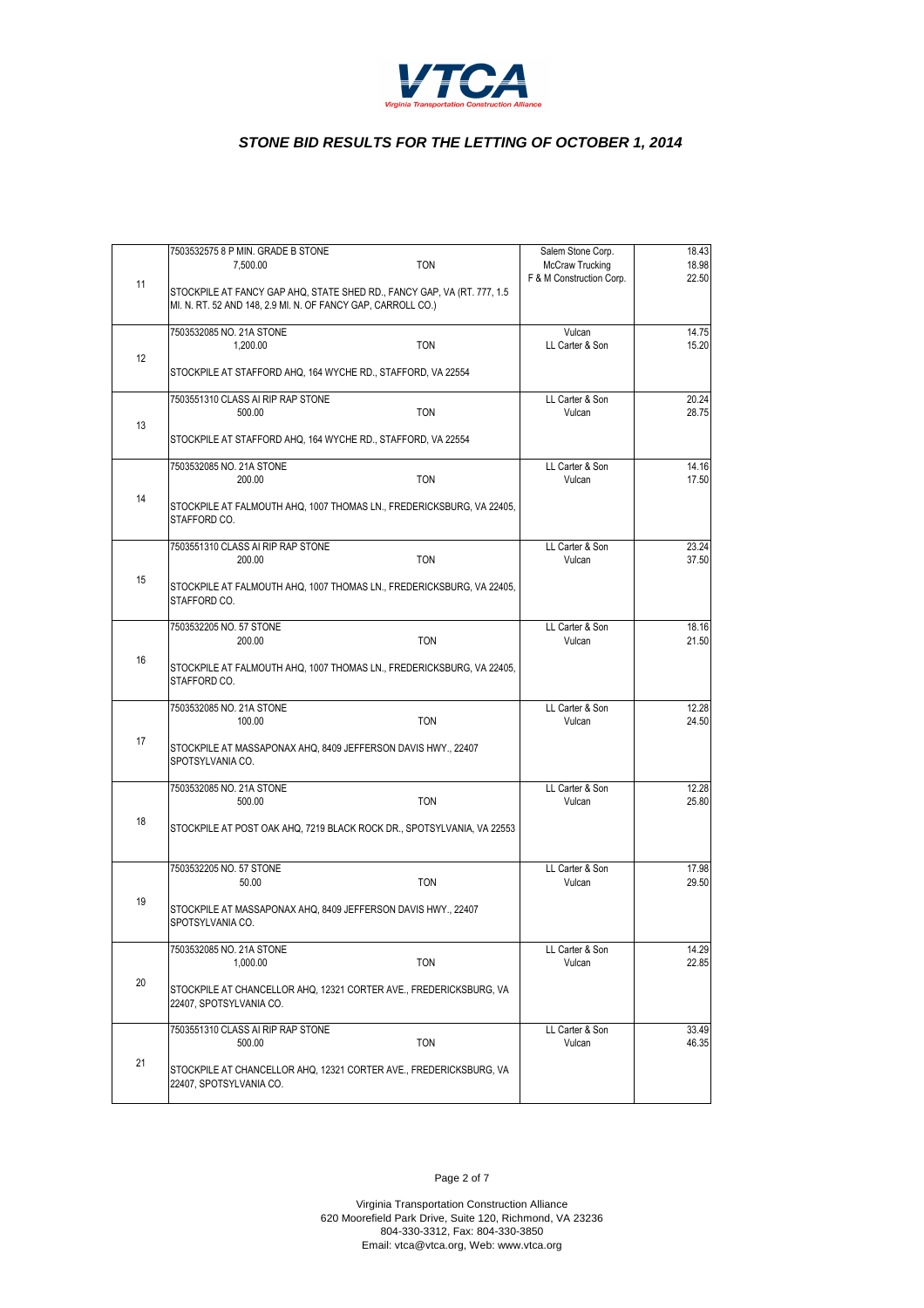*STONE BID RESULTS FOR THE LETTING OF OCTOBER 1, 2014*

| # | Item | Bidder | Price |
|---|---|---|---|
| 11 | 7503532575 8 P MIN. GRADE B STONE<br>7,500.00 TON<br>STOCKPILE AT FANCY GAP AHQ, STATE SHED RD., FANCY GAP, VA (RT. 777, 1.5 MI. N. RT. 52 AND 148, 2.9 MI. N. OF FANCY GAP, CARROLL CO.) | Salem Stone Corp.<br>McCraw Trucking<br>F & M Construction Corp. | 18.43<br>18.98<br>22.50 |
| 12 | 7503532085 NO. 21A STONE<br>1,200.00 TON<br>STOCKPILE AT STAFFORD AHQ, 164 WYCHE RD., STAFFORD, VA 22554 | Vulcan<br>LL Carter & Son | 14.75<br>15.20 |
| 13 | 7503551310 CLASS AI RIP RAP STONE<br>500.00 TON<br>STOCKPILE AT STAFFORD AHQ, 164 WYCHE RD., STAFFORD, VA 22554 | LL Carter & Son<br>Vulcan | 20.24<br>28.75 |
| 14 | 7503532085 NO. 21A STONE<br>200.00 TON<br>STOCKPILE AT FALMOUTH AHQ, 1007 THOMAS LN., FREDERICKSBURG, VA 22405, STAFFORD CO. | LL Carter & Son<br>Vulcan | 14.16<br>17.50 |
| 15 | 7503551310 CLASS AI RIP RAP STONE<br>200.00 TON<br>STOCKPILE AT FALMOUTH AHQ, 1007 THOMAS LN., FREDERICKSBURG, VA 22405, STAFFORD CO. | LL Carter & Son<br>Vulcan | 23.24<br>37.50 |
| 16 | 7503532205 NO. 57 STONE<br>200.00 TON<br>STOCKPILE AT FALMOUTH AHQ, 1007 THOMAS LN., FREDERICKSBURG, VA 22405, STAFFORD CO. | LL Carter & Son<br>Vulcan | 18.16<br>21.50 |
| 17 | 7503532085 NO. 21A STONE<br>100.00 TON<br>STOCKPILE AT MASSAPONAX AHQ, 8409 JEFFERSON DAVIS HWY., 22407 SPOTSYLVANIA CO. | LL Carter & Son<br>Vulcan | 12.28<br>24.50 |
| 18 | 7503532085 NO. 21A STONE<br>500.00 TON<br>STOCKPILE AT POST OAK AHQ, 7219 BLACK ROCK DR., SPOTSYLVANIA, VA 22553 | LL Carter & Son<br>Vulcan | 12.28<br>25.80 |
| 19 | 7503532205 NO. 57 STONE<br>50.00 TON<br>STOCKPILE AT MASSAPONAX AHQ, 8409 JEFFERSON DAVIS HWY., 22407 SPOTSYLVANIA CO. | LL Carter & Son<br>Vulcan | 17.98<br>29.50 |
| 20 | 7503532085 NO. 21A STONE<br>1,000.00 TON<br>STOCKPILE AT CHANCELLOR AHQ, 12321 CORTER AVE., FREDERICKSBURG, VA 22407, SPOTSYLVANIA CO. | LL Carter & Son<br>Vulcan | 14.29<br>22.85 |
| 21 | 7503551310 CLASS AI RIP RAP STONE<br>500.00 TON<br>STOCKPILE AT CHANCELLOR AHQ, 12321 CORTER AVE., FREDERICKSBURG, VA 22407, SPOTSYLVANIA CO. | LL Carter & Son<br>Vulcan | 33.49<br>46.35 |

Virginia Transportation Construction Alliance
620 Moorefield Park Drive, Suite 120, Richmond, VA 23236
804-330-3312, Fax: 804-330-3850
Email: vtca@vtca.org, Web: www.vtca.org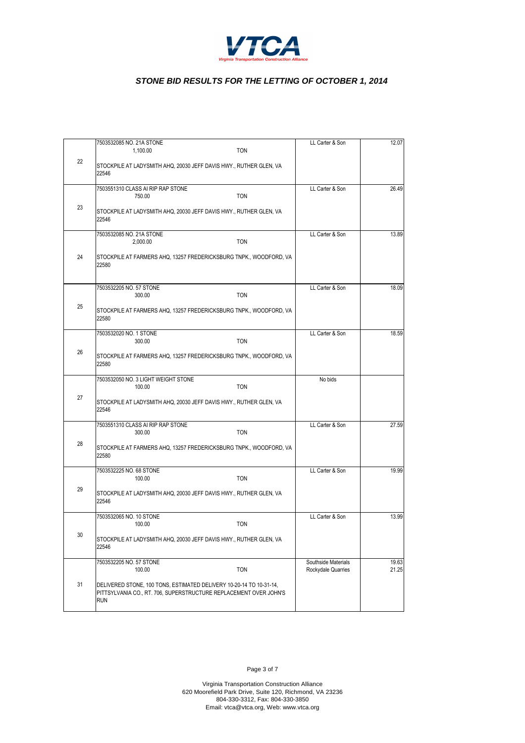**VTCA**
*Virginia Transportation Construction Alliance*

# *STONE BID RESULTS FOR THE LETTING OF OCTOBER 1, 2014*

| | | | | |
|---|---|---|---|---|
| 22 | 7503532085 NO. 21A STONE<br>1,100.00 TON<br><br>STOCKPILE AT LADYSMITH AHQ, 20030 JEFF DAVIS HWY., RUTHER GLEN, VA 22546 | | LL Carter & Son | 12.07 |
| 23 | 7503551310 CLASS AI RIP RAP STONE<br>750.00 TON<br><br>STOCKPILE AT LADYSMITH AHQ, 20030 JEFF DAVIS HWY., RUTHER GLEN, VA 22546 | | LL Carter & Son | 26.49 |
| 24 | 7503532085 NO. 21A STONE<br>2,000.00 TON<br><br>STOCKPILE AT FARMERS AHQ, 13257 FREDERICKSBURG TNPK., WOODFORD, VA 22580 | | LL Carter & Son | 13.89 |
| 25 | 7503532205 NO. 57 STONE<br>300.00 TON<br><br>STOCKPILE AT FARMERS AHQ, 13257 FREDERICKSBURG TNPK., WOODFORD, VA 22580 | | LL Carter & Son | 18.09 |
| 26 | 7503532020 NO. 1 STONE<br>300.00 TON<br><br>STOCKPILE AT FARMERS AHQ, 13257 FREDERICKSBURG TNPK., WOODFORD, VA 22580 | | LL Carter & Son | 18.59 |
| 27 | 7503532050 NO. 3 LIGHT WEIGHT STONE<br>100.00 TON<br><br>STOCKPILE AT LADYSMITH AHQ, 20030 JEFF DAVIS HWY., RUTHER GLEN, VA 22546 | | No bids | |
| 28 | 7503551310 CLASS AI RIP RAP STONE<br>300.00 TON<br><br>STOCKPILE AT FARMERS AHQ, 13257 FREDERICKSBURG TNPK., WOODFORD, VA 22580 | | LL Carter & Son | 27.59 |
| 29 | 7503532225 NO. 68 STONE<br>100.00 TON<br><br>STOCKPILE AT LADYSMITH AHQ, 20030 JEFF DAVIS HWY., RUTHER GLEN, VA 22546 | | LL Carter & Son | 19.99 |
| 30 | 7503532065 NO. 10 STONE<br>100.00 TON<br><br>STOCKPILE AT LADYSMITH AHQ, 20030 JEFF DAVIS HWY., RUTHER GLEN, VA 22546 | | LL Carter & Son | 13.99 |
| 31 | 7503532205 NO. 57 STONE<br>100.00 TON<br><br>DELIVERED STONE, 100 TONS, ESTIMATED DELIVERY 10-20-14 TO 10-31-14, PITTSYLVANIA CO., RT. 706, SUPERSTRUCTURE REPLACEMENT OVER JOHN'S RUN | | Southside Materials<br>Rockydale Quarries | 19.63<br>21.25 |

Virginia Transportation Construction Alliance
620 Moorefield Park Drive, Suite 120, Richmond, VA 23236
804-330-3312, Fax: 804-330-3850
Email: vtca@vtca.org, Web: www.vtca.org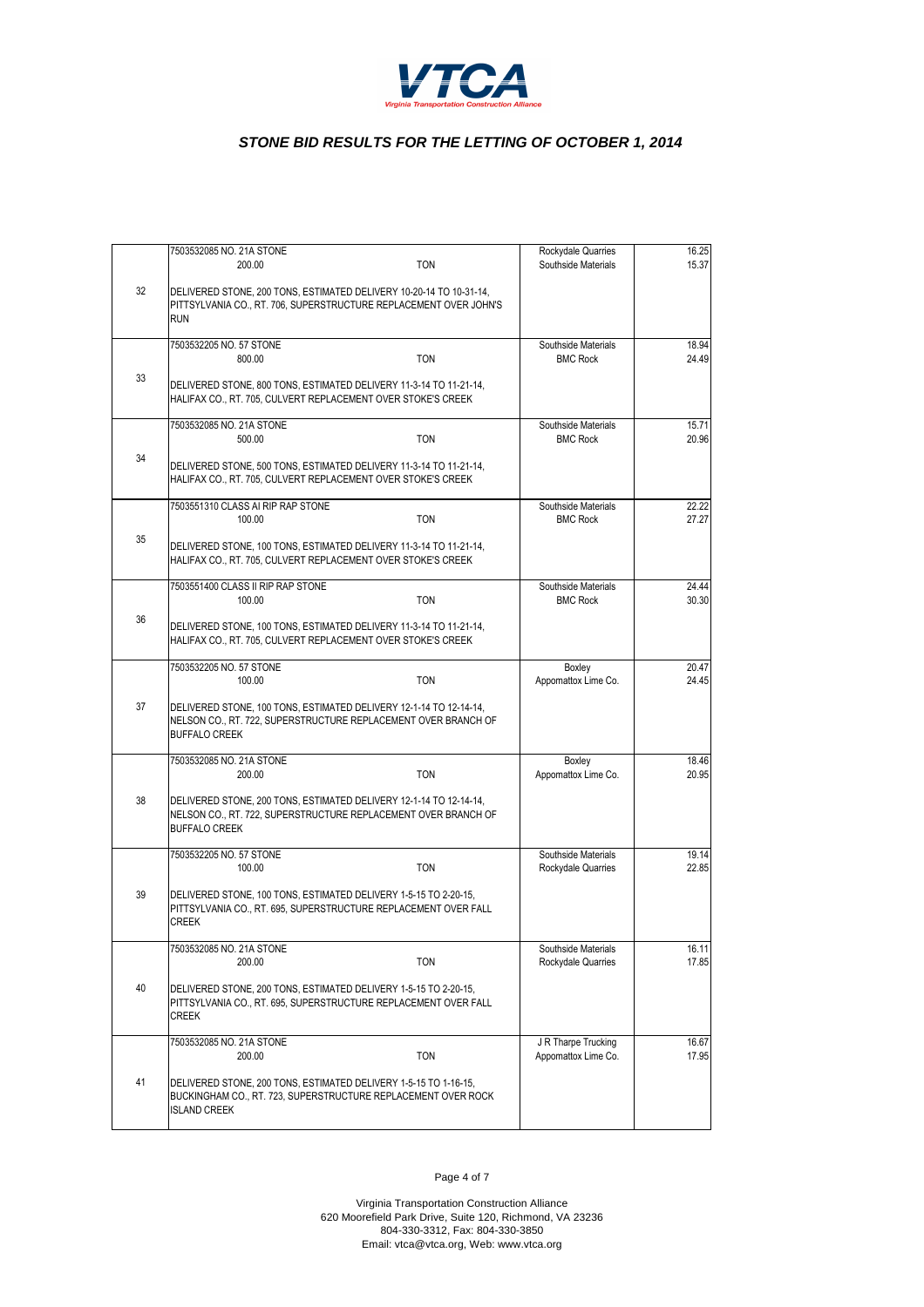**VTCA**

*Virginia Transportation Construction Alliance*

## *STONE BID RESULTS FOR THE LETTING OF OCTOBER 1, 2014*

| No. | Description | Bidder | Price |
|---|---|---|---|
| 32 | 7503532085 NO. 21A STONE<br>200.00 TON<br><br>DELIVERED STONE, 200 TONS, ESTIMATED DELIVERY 10-20-14 TO 10-31-14, PITTSYLVANIA CO., RT. 706, SUPERSTRUCTURE REPLACEMENT OVER JOHN'S RUN | Rockydale Quarries<br>Southside Materials | 16.25<br>15.37 |
| 33 | 7503532205 NO. 57 STONE<br>800.00 TON<br><br>DELIVERED STONE, 800 TONS, ESTIMATED DELIVERY 11-3-14 TO 11-21-14, HALIFAX CO., RT. 705, CULVERT REPLACEMENT OVER STOKE'S CREEK | Southside Materials<br>BMC Rock | 18.94<br>24.49 |
| 34 | 7503532085 NO. 21A STONE<br>500.00 TON<br><br>DELIVERED STONE, 500 TONS, ESTIMATED DELIVERY 11-3-14 TO 11-21-14, HALIFAX CO., RT. 705, CULVERT REPLACEMENT OVER STOKE'S CREEK | Southside Materials<br>BMC Rock | 15.71<br>20.96 |
| 35 | 7503551310 CLASS AI RIP RAP STONE<br>100.00 TON<br><br>DELIVERED STONE, 100 TONS, ESTIMATED DELIVERY 11-3-14 TO 11-21-14, HALIFAX CO., RT. 705, CULVERT REPLACEMENT OVER STOKE'S CREEK | Southside Materials<br>BMC Rock | 22.22<br>27.27 |
| 36 | 7503551400 CLASS II RIP RAP STONE<br>100.00 TON<br><br>DELIVERED STONE, 100 TONS, ESTIMATED DELIVERY 11-3-14 TO 11-21-14, HALIFAX CO., RT. 705, CULVERT REPLACEMENT OVER STOKE'S CREEK | Southside Materials<br>BMC Rock | 24.44<br>30.30 |
| 37 | 7503532205 NO. 57 STONE<br>100.00 TON<br><br>DELIVERED STONE, 100 TONS, ESTIMATED DELIVERY 12-1-14 TO 12-14-14, NELSON CO., RT. 722, SUPERSTRUCTURE REPLACEMENT OVER BRANCH OF BUFFALO CREEK | Boxley<br>Appomattox Lime Co. | 20.47<br>24.45 |
| 38 | 7503532085 NO. 21A STONE<br>200.00 TON<br><br>DELIVERED STONE, 200 TONS, ESTIMATED DELIVERY 12-1-14 TO 12-14-14, NELSON CO., RT. 722, SUPERSTRUCTURE REPLACEMENT OVER BRANCH OF BUFFALO CREEK | Boxley<br>Appomattox Lime Co. | 18.46<br>20.95 |
| 39 | 7503532205 NO. 57 STONE<br>100.00 TON<br><br>DELIVERED STONE, 100 TONS, ESTIMATED DELIVERY 1-5-15 TO 2-20-15, PITTSYLVANIA CO., RT. 695, SUPERSTRUCTURE REPLACEMENT OVER FALL CREEK | Southside Materials<br>Rockydale Quarries | 19.14<br>22.85 |
| 40 | 7503532085 NO. 21A STONE<br>200.00 TON<br><br>DELIVERED STONE, 200 TONS, ESTIMATED DELIVERY 1-5-15 TO 2-20-15, PITTSYLVANIA CO., RT. 695, SUPERSTRUCTURE REPLACEMENT OVER FALL CREEK | Southside Materials<br>Rockydale Quarries | 16.11<br>17.85 |
| 41 | 7503532085 NO. 21A STONE<br>200.00 TON<br><br>DELIVERED STONE, 200 TONS, ESTIMATED DELIVERY 1-5-15 TO 1-16-15, BUCKINGHAM CO., RT. 723, SUPERSTRUCTURE REPLACEMENT OVER ROCK ISLAND CREEK | J R Tharpe Trucking<br>Appomattox Lime Co. | 16.67<br>17.95 |

Virginia Transportation Construction Alliance
620 Moorefield Park Drive, Suite 120, Richmond, VA 23236
804-330-3312, Fax: 804-330-3850
Email: vtca@vtca.org, Web: www.vtca.org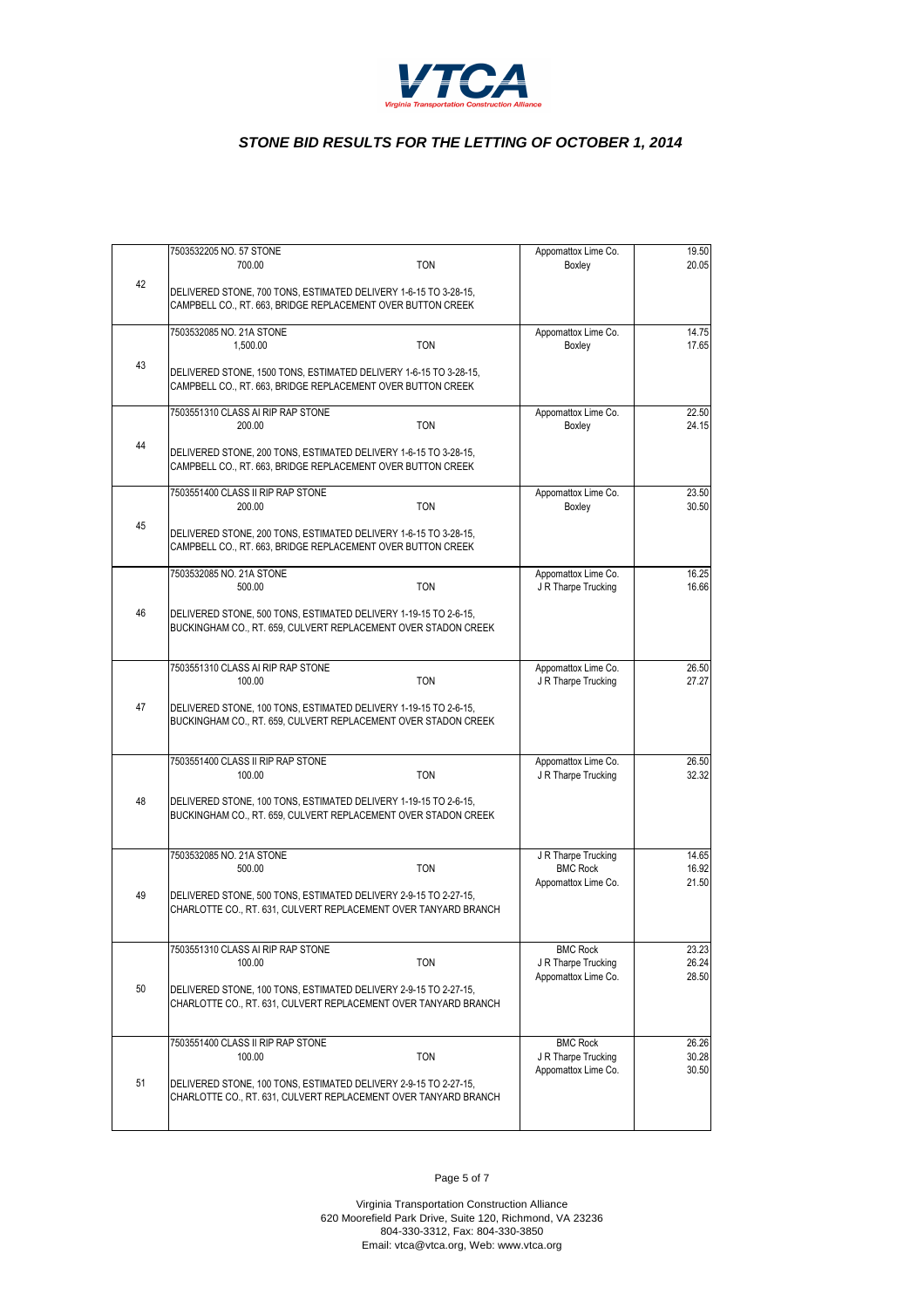# VTCA

*Virginia Transportation Construction Alliance*

## *STONE BID RESULTS FOR THE LETTING OF OCTOBER 1, 2014*

| No. | Item / Description | Bidder | Price |
|---|---|---|---|
| 42 | 7503532205 NO. 57 STONE<br>700.00 TON<br>DELIVERED STONE, 700 TONS, ESTIMATED DELIVERY 1-6-15 TO 3-28-15, CAMPBELL CO., RT. 663, BRIDGE REPLACEMENT OVER BUTTON CREEK | Appomattox Lime Co.<br>Boxley | 19.50<br>20.05 |
| 43 | 7503532085 NO. 21A STONE<br>1,500.00 TON<br>DELIVERED STONE, 1500 TONS, ESTIMATED DELIVERY 1-6-15 TO 3-28-15, CAMPBELL CO., RT. 663, BRIDGE REPLACEMENT OVER BUTTON CREEK | Appomattox Lime Co.<br>Boxley | 14.75<br>17.65 |
| 44 | 7503551310 CLASS AI RIP RAP STONE<br>200.00 TON<br>DELIVERED STONE, 200 TONS, ESTIMATED DELIVERY 1-6-15 TO 3-28-15, CAMPBELL CO., RT. 663, BRIDGE REPLACEMENT OVER BUTTON CREEK | Appomattox Lime Co.<br>Boxley | 22.50<br>24.15 |
| 45 | 7503551400 CLASS II RIP RAP STONE<br>200.00 TON<br>DELIVERED STONE, 200 TONS, ESTIMATED DELIVERY 1-6-15 TO 3-28-15, CAMPBELL CO., RT. 663, BRIDGE REPLACEMENT OVER BUTTON CREEK | Appomattox Lime Co.<br>Boxley | 23.50<br>30.50 |
| 46 | 7503532085 NO. 21A STONE<br>500.00 TON<br>DELIVERED STONE, 500 TONS, ESTIMATED DELIVERY 1-19-15 TO 2-6-15, BUCKINGHAM CO., RT. 659, CULVERT REPLACEMENT OVER STADON CREEK | Appomattox Lime Co.<br>J R Tharpe Trucking | 16.25<br>16.66 |
| 47 | 7503551310 CLASS AI RIP RAP STONE<br>100.00 TON<br>DELIVERED STONE, 100 TONS, ESTIMATED DELIVERY 1-19-15 TO 2-6-15, BUCKINGHAM CO., RT. 659, CULVERT REPLACEMENT OVER STADON CREEK | Appomattox Lime Co.<br>J R Tharpe Trucking | 26.50<br>27.27 |
| 48 | 7503551400 CLASS II RIP RAP STONE<br>100.00 TON<br>DELIVERED STONE, 100 TONS, ESTIMATED DELIVERY 1-19-15 TO 2-6-15, BUCKINGHAM CO., RT. 659, CULVERT REPLACEMENT OVER STADON CREEK | Appomattox Lime Co.<br>J R Tharpe Trucking | 26.50<br>32.32 |
| 49 | 7503532085 NO. 21A STONE<br>500.00 TON<br>DELIVERED STONE, 500 TONS, ESTIMATED DELIVERY 2-9-15 TO 2-27-15, CHARLOTTE CO., RT. 631, CULVERT REPLACEMENT OVER TANYARD BRANCH | J R Tharpe Trucking<br>BMC Rock<br>Appomattox Lime Co. | 14.65<br>16.92<br>21.50 |
| 50 | 7503551310 CLASS AI RIP RAP STONE<br>100.00 TON<br>DELIVERED STONE, 100 TONS, ESTIMATED DELIVERY 2-9-15 TO 2-27-15, CHARLOTTE CO., RT. 631, CULVERT REPLACEMENT OVER TANYARD BRANCH | BMC Rock<br>J R Tharpe Trucking<br>Appomattox Lime Co. | 23.23<br>26.24<br>28.50 |
| 51 | 7503551400 CLASS II RIP RAP STONE<br>100.00 TON<br>DELIVERED STONE, 100 TONS, ESTIMATED DELIVERY 2-9-15 TO 2-27-15, CHARLOTTE CO., RT. 631, CULVERT REPLACEMENT OVER TANYARD BRANCH | BMC Rock<br>J R Tharpe Trucking<br>Appomattox Lime Co. | 26.26<br>30.28<br>30.50 |

Virginia Transportation Construction Alliance
620 Moorefield Park Drive, Suite 120, Richmond, VA 23236
804-330-3312, Fax: 804-330-3850
Email: vtca@vtca.org, Web: www.vtca.org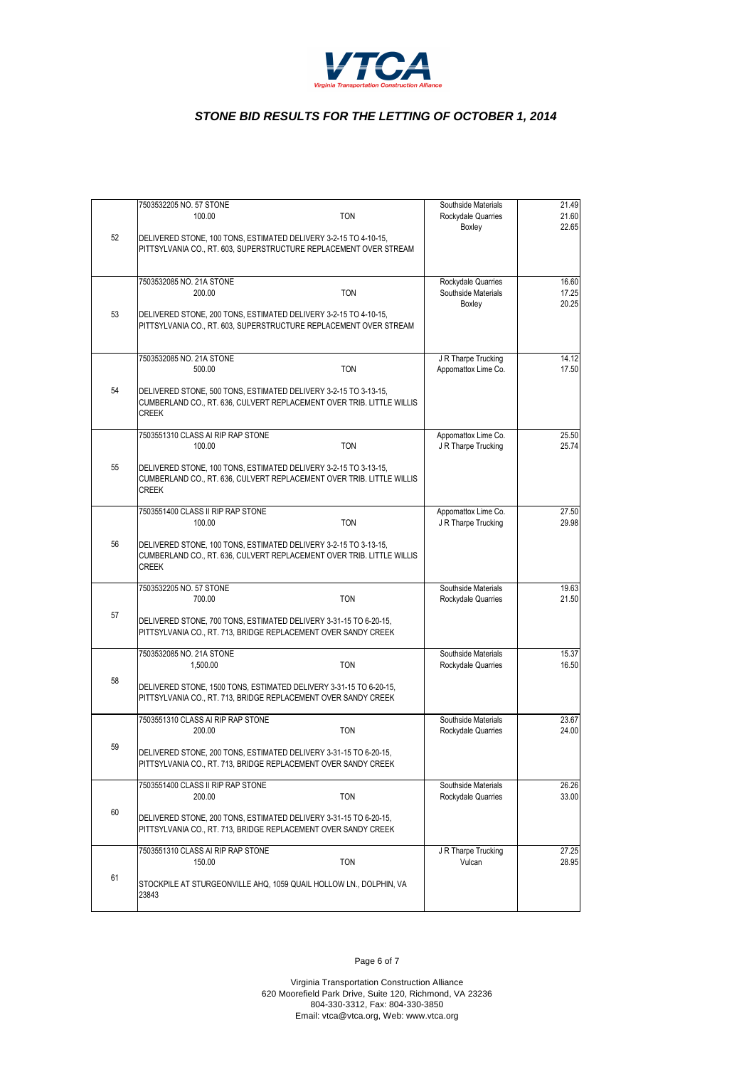**VTCA**

*Virginia Transportation Construction Alliance*

## *STONE BID RESULTS FOR THE LETTING OF OCTOBER 1, 2014*

| No. | Description | Bidder | Price |
|---|---|---|---|
| 52 | 7503532205 NO. 57 STONE<br>100.00 TON<br>DELIVERED STONE, 100 TONS, ESTIMATED DELIVERY 3-2-15 TO 4-10-15, PITTSYLVANIA CO., RT. 603, SUPERSTRUCTURE REPLACEMENT OVER STREAM | Southside Materials<br>Rockydale Quarries<br>Boxley | 21.49<br>21.60<br>22.65 |
| 53 | 7503532085 NO. 21A STONE<br>200.00 TON<br>DELIVERED STONE, 200 TONS, ESTIMATED DELIVERY 3-2-15 TO 4-10-15, PITTSYLVANIA CO., RT. 603, SUPERSTRUCTURE REPLACEMENT OVER STREAM | Rockydale Quarries<br>Southside Materials<br>Boxley | 16.60<br>17.25<br>20.25 |
| 54 | 7503532085 NO. 21A STONE<br>500.00 TON<br>DELIVERED STONE, 500 TONS, ESTIMATED DELIVERY 3-2-15 TO 3-13-15, CUMBERLAND CO., RT. 636, CULVERT REPLACEMENT OVER TRIB. LITTLE WILLIS CREEK | J R Tharpe Trucking<br>Appomattox Lime Co. | 14.12<br>17.50 |
| 55 | 7503551310 CLASS AI RIP RAP STONE<br>100.00 TON<br>DELIVERED STONE, 100 TONS, ESTIMATED DELIVERY 3-2-15 TO 3-13-15, CUMBERLAND CO., RT. 636, CULVERT REPLACEMENT OVER TRIB. LITTLE WILLIS CREEK | Appomattox Lime Co.<br>J R Tharpe Trucking | 25.50<br>25.74 |
| 56 | 7503551400 CLASS II RIP RAP STONE<br>100.00 TON<br>DELIVERED STONE, 100 TONS, ESTIMATED DELIVERY 3-2-15 TO 3-13-15, CUMBERLAND CO., RT. 636, CULVERT REPLACEMENT OVER TRIB. LITTLE WILLIS CREEK | Appomattox Lime Co.<br>J R Tharpe Trucking | 27.50<br>29.98 |
| 57 | 7503532205 NO. 57 STONE<br>700.00 TON<br>DELIVERED STONE, 700 TONS, ESTIMATED DELIVERY 3-31-15 TO 6-20-15, PITTSYLVANIA CO., RT. 713, BRIDGE REPLACEMENT OVER SANDY CREEK | Southside Materials<br>Rockydale Quarries | 19.63<br>21.50 |
| 58 | 7503532085 NO. 21A STONE<br>1,500.00 TON<br>DELIVERED STONE, 1500 TONS, ESTIMATED DELIVERY 3-31-15 TO 6-20-15, PITTSYLVANIA CO., RT. 713, BRIDGE REPLACEMENT OVER SANDY CREEK | Southside Materials<br>Rockydale Quarries | 15.37<br>16.50 |
| 59 | 7503551310 CLASS AI RIP RAP STONE<br>200.00 TON<br>DELIVERED STONE, 200 TONS, ESTIMATED DELIVERY 3-31-15 TO 6-20-15, PITTSYLVANIA CO., RT. 713, BRIDGE REPLACEMENT OVER SANDY CREEK | Southside Materials<br>Rockydale Quarries | 23.67<br>24.00 |
| 60 | 7503551400 CLASS II RIP RAP STONE<br>200.00 TON<br>DELIVERED STONE, 200 TONS, ESTIMATED DELIVERY 3-31-15 TO 6-20-15, PITTSYLVANIA CO., RT. 713, BRIDGE REPLACEMENT OVER SANDY CREEK | Southside Materials<br>Rockydale Quarries | 26.26<br>33.00 |
| 61 | 7503551310 CLASS AI RIP RAP STONE<br>150.00 TON<br>STOCKPILE AT STURGEONVILLE AHQ, 1059 QUAIL HOLLOW LN., DOLPHIN, VA 23843 | J R Tharpe Trucking<br>Vulcan | 27.25<br>28.95 |

Virginia Transportation Construction Alliance
620 Moorefield Park Drive, Suite 120, Richmond, VA 23236
804-330-3312, Fax: 804-330-3850
Email: vtca@vtca.org, Web: www.vtca.org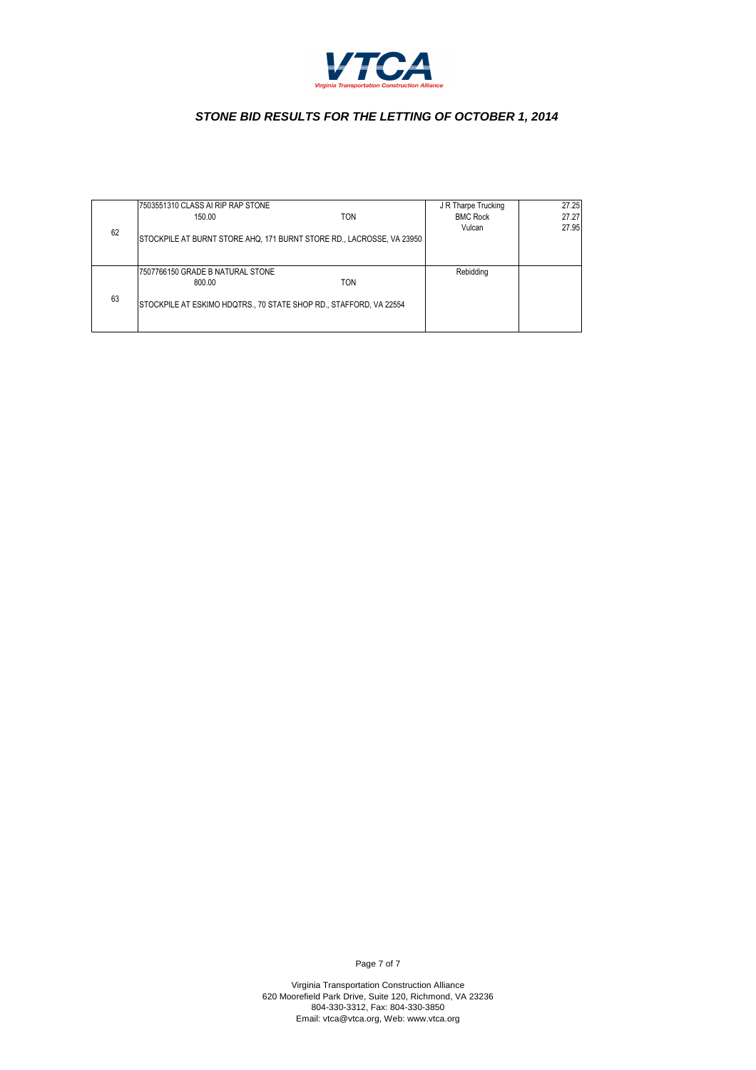# STONE BID RESULTS FOR THE LETTING OF OCTOBER 1, 2014

| | | | |
|---|---|---|---|
| 62 | 7503551310 CLASS AI RIP RAP STONE<br>150.00 TON<br><br>STOCKPILE AT BURNT STORE AHQ, 171 BURNT STORE RD., LACROSSE, VA 23950 | J R Tharpe Trucking<br>BMC Rock<br>Vulcan | 27.25<br>27.27<br>27.95 |
| 63 | 7507766150 GRADE B NATURAL STONE<br>800.00 TON<br><br>STOCKPILE AT ESKIMO HDQTRS., 70 STATE SHOP RD., STAFFORD, VA 22554 | Rebidding | |

Virginia Transportation Construction Alliance
620 Moorefield Park Drive, Suite 120, Richmond, VA 23236
804-330-3312, Fax: 804-330-3850
Email: vtca@vtca.org, Web: www.vtca.org